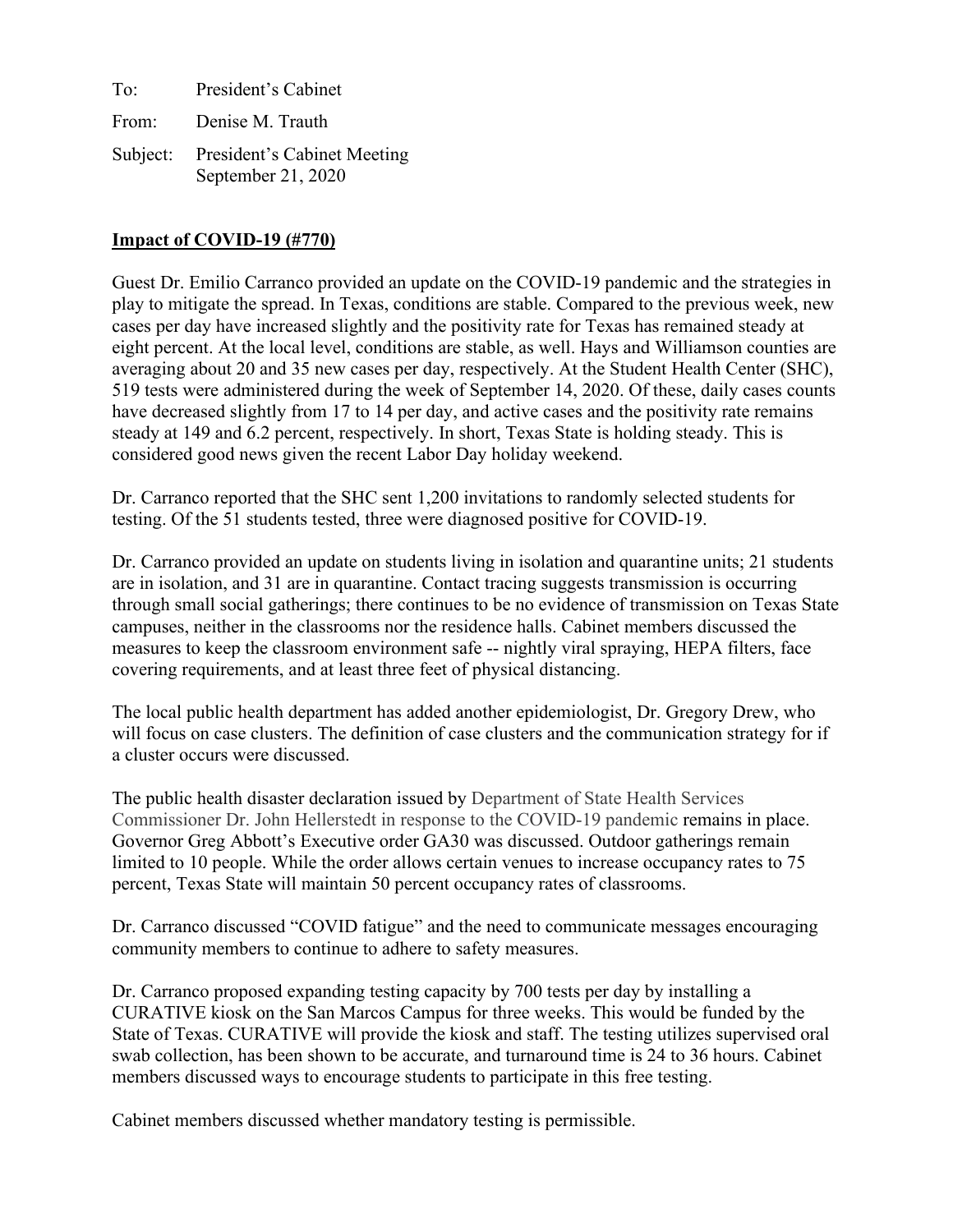To: President's Cabinet

From: Denise M. Trauth

Subject: President's Cabinet Meeting
September 21, 2020

**Impact of COVID-19 (#770)**

Guest Dr. Emilio Carranco provided an update on the COVID-19 pandemic and the strategies in play to mitigate the spread. In Texas, conditions are stable. Compared to the previous week, new cases per day have increased slightly and the positivity rate for Texas has remained steady at eight percent. At the local level, conditions are stable, as well. Hays and Williamson counties are averaging about 20 and 35 new cases per day, respectively. At the Student Health Center (SHC), 519 tests were administered during the week of September 14, 2020. Of these, daily cases counts have decreased slightly from 17 to 14 per day, and active cases and the positivity rate remains steady at 149 and 6.2 percent, respectively. In short, Texas State is holding steady. This is considered good news given the recent Labor Day holiday weekend.

Dr. Carranco reported that the SHC sent 1,200 invitations to randomly selected students for testing. Of the 51 students tested, three were diagnosed positive for COVID-19.

Dr. Carranco provided an update on students living in isolation and quarantine units; 21 students are in isolation, and 31 are in quarantine. Contact tracing suggests transmission is occurring through small social gatherings; there continues to be no evidence of transmission on Texas State campuses, neither in the classrooms nor the residence halls. Cabinet members discussed the measures to keep the classroom environment safe -- nightly viral spraying, HEPA filters, face covering requirements, and at least three feet of physical distancing.

The local public health department has added another epidemiologist, Dr. Gregory Drew, who will focus on case clusters. The definition of case clusters and the communication strategy for if a cluster occurs were discussed.

The public health disaster declaration issued by Department of State Health Services Commissioner Dr. John Hellerstedt in response to the COVID-19 pandemic remains in place. Governor Greg Abbott's Executive order GA30 was discussed. Outdoor gatherings remain limited to 10 people. While the order allows certain venues to increase occupancy rates to 75 percent, Texas State will maintain 50 percent occupancy rates of classrooms.

Dr. Carranco discussed "COVID fatigue" and the need to communicate messages encouraging community members to continue to adhere to safety measures.

Dr. Carranco proposed expanding testing capacity by 700 tests per day by installing a CURATIVE kiosk on the San Marcos Campus for three weeks. This would be funded by the State of Texas. CURATIVE will provide the kiosk and staff. The testing utilizes supervised oral swab collection, has been shown to be accurate, and turnaround time is 24 to 36 hours. Cabinet members discussed ways to encourage students to participate in this free testing.

Cabinet members discussed whether mandatory testing is permissible.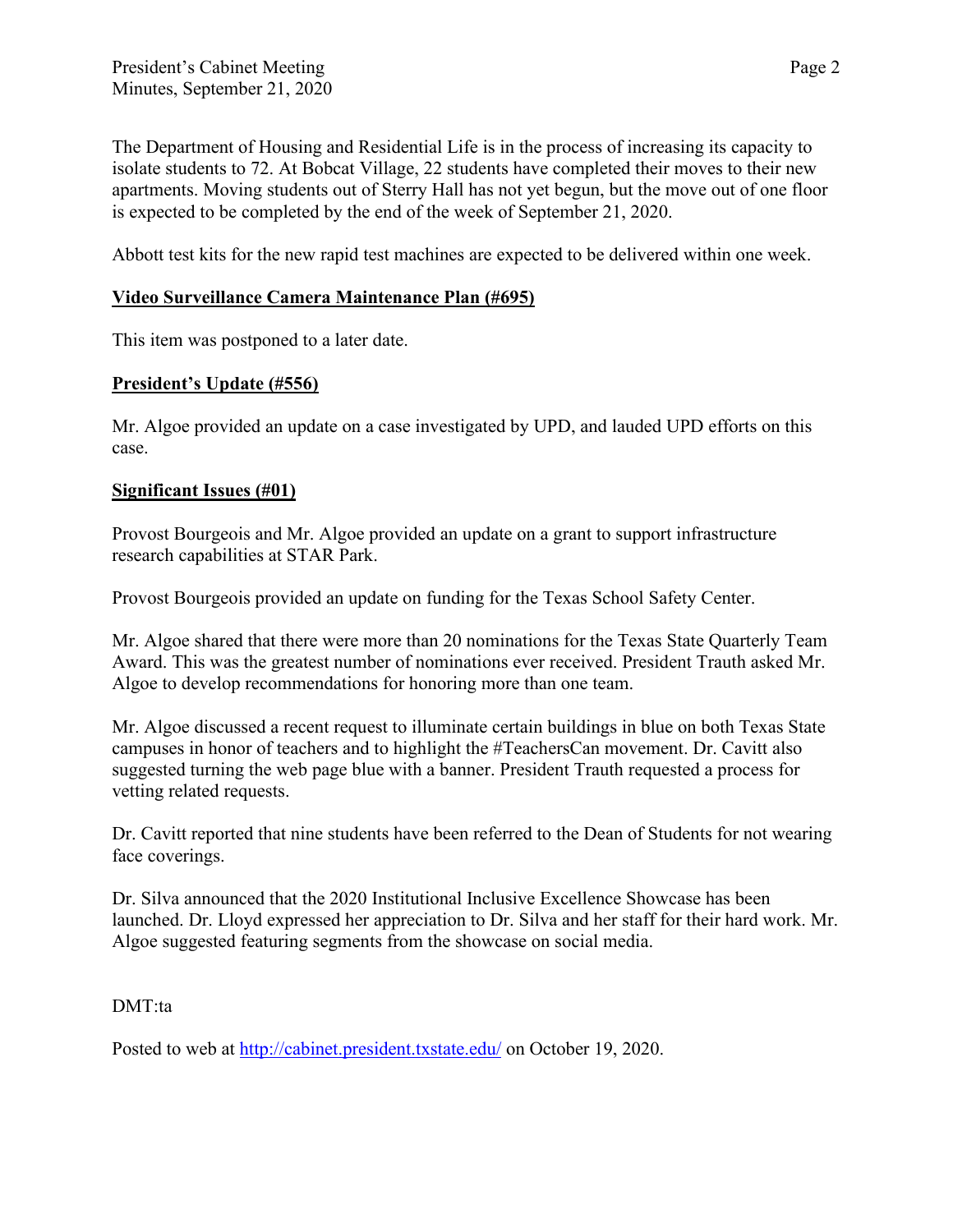The Department of Housing and Residential Life is in the process of increasing its capacity to isolate students to 72. At Bobcat Village, 22 students have completed their moves to their new apartments. Moving students out of Sterry Hall has not yet begun, but the move out of one floor is expected to be completed by the end of the week of September 21, 2020.

Abbott test kits for the new rapid test machines are expected to be delivered within one week.

**Video Surveillance Camera Maintenance Plan (#695)**

This item was postponed to a later date.

**President's Update (#556)**

Mr. Algoe provided an update on a case investigated by UPD, and lauded UPD efforts on this case.

**Significant Issues (#01)**

Provost Bourgeois and Mr. Algoe provided an update on a grant to support infrastructure research capabilities at STAR Park.

Provost Bourgeois provided an update on funding for the Texas School Safety Center.

Mr. Algoe shared that there were more than 20 nominations for the Texas State Quarterly Team Award. This was the greatest number of nominations ever received. President Trauth asked Mr. Algoe to develop recommendations for honoring more than one team.

Mr. Algoe discussed a recent request to illuminate certain buildings in blue on both Texas State campuses in honor of teachers and to highlight the #TeachersCan movement. Dr. Cavitt also suggested turning the web page blue with a banner. President Trauth requested a process for vetting related requests.

Dr. Cavitt reported that nine students have been referred to the Dean of Students for not wearing face coverings.

Dr. Silva announced that the 2020 Institutional Inclusive Excellence Showcase has been launched. Dr. Lloyd expressed her appreciation to Dr. Silva and her staff for their hard work. Mr. Algoe suggested featuring segments from the showcase on social media.

DMT:ta

Posted to web at http://cabinet.president.txstate.edu/ on October 19, 2020.